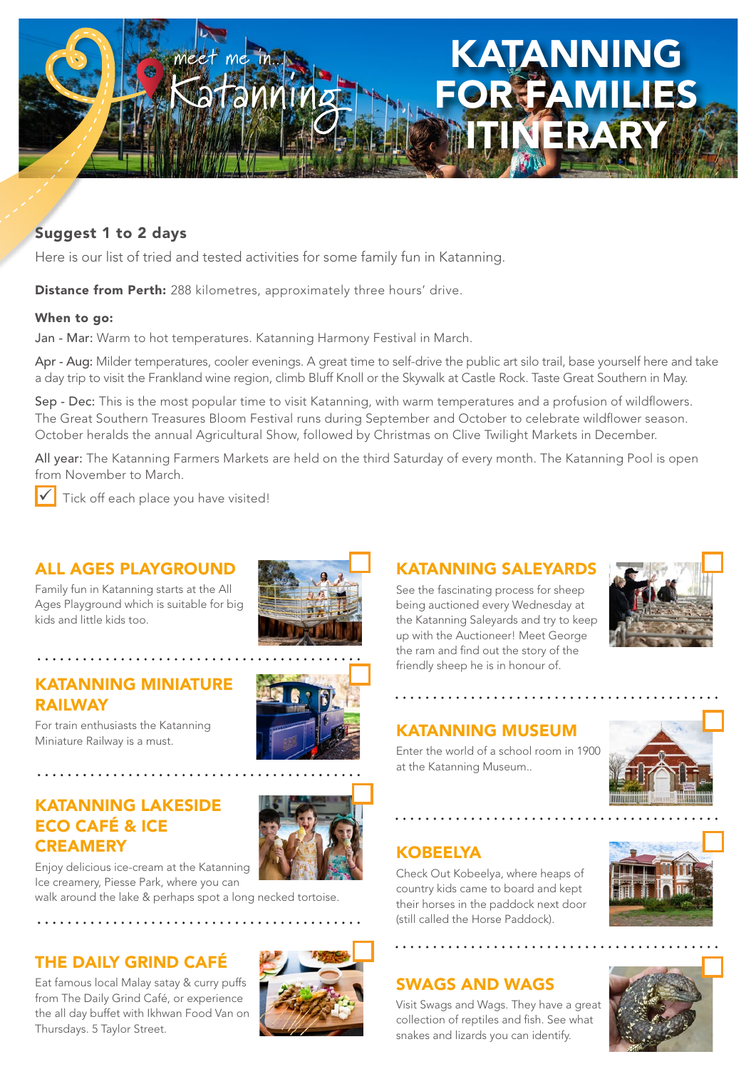meet me in... Katanning

# KATANNING FOR FAMILIES ITINERARY

**Suggest 1 to 2 days**

Here is our list of tried and tested activities for some family fun in Katanning.

**Distance from Perth:** 288 kilometres, approximately three hours' drive.

**When to go:**

Jan - Mar: Warm to hot temperatures. Katanning Harmony Festival in March.

Apr - Aug: Milder temperatures, cooler evenings. A great time to self-drive the public art silo trail, base yourself here and take a day trip to visit the Frankland wine region, climb Bluff Knoll or the Skywalk at Castle Rock. Taste Great Southern in May.

Sep - Dec: This is the most popular time to visit Katanning, with warm temperatures and a profusion of wildflowers. The Great Southern Treasures Bloom Festival runs during September and October to celebrate wildflower season. October heralds the annual Agricultural Show, followed by Christmas on Clive Twilight Markets in December.

All year: The Katanning Farmers Markets are held on the third Saturday of every month. The Katanning Pool is open from November to March.

☑ Tick off each place you have visited!

## ALL AGES PLAYGROUND

Family fun in Katanning starts at the All Ages Playground which is suitable for big kids and little kids too.

## KATANNING MINIATURE RAILWAY

For train enthusiasts the Katanning Miniature Railway is a must.

## KATANNING LAKESIDE ECO CAFÉ & ICE CREAMERY

Enjoy delicious ice-cream at the Katanning Ice creamery, Piesse Park, where you can walk around the lake & perhaps spot a long necked tortoise.

## THE DAILY GRIND CAFÉ

Eat famous local Malay satay & curry puffs from The Daily Grind Café, or experience the all day buffet with Ikhwan Food Van on Thursdays. 5 Taylor Street.

## KATANNING SALEYARDS

See the fascinating process for sheep being auctioned every Wednesday at the Katanning Saleyards and try to keep up with the Auctioneer! Meet George the ram and find out the story of the friendly sheep he is in honour of.

## KATANNING MUSEUM

Enter the world of a school room in 1900 at the Katanning Museum..

## KOBEELYA

Check Out Kobeelya, where heaps of country kids came to board and kept their horses in the paddock next door (still called the Horse Paddock).

## SWAGS AND WAGS

Visit Swags and Wags. They have a great collection of reptiles and fish. See what snakes and lizards you can identify.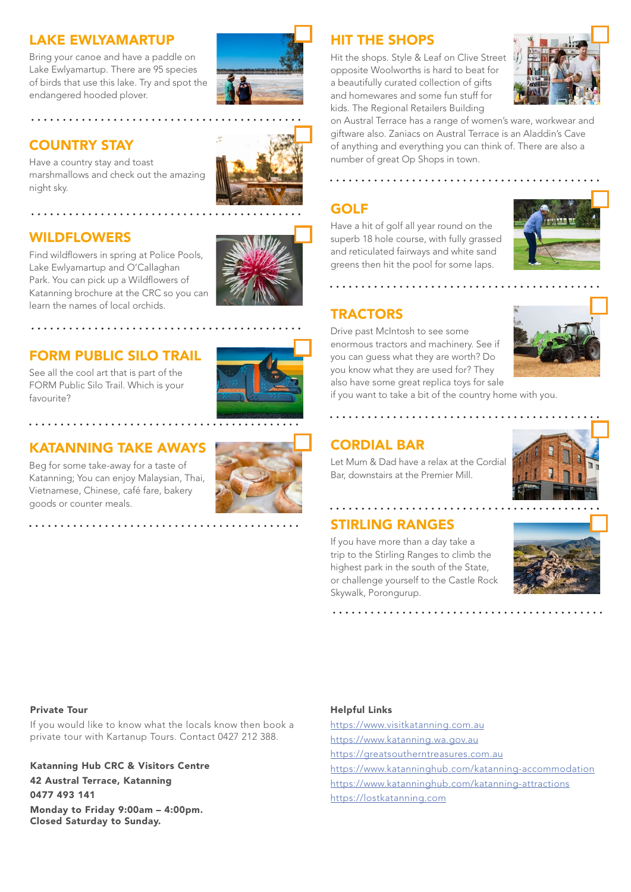## LAKE EWLYAMARTUP

Bring your canoe and have a paddle on Lake Ewlyamartup. There are 95 species of birds that use this lake. Try and spot the endangered hooded plover.

## COUNTRY STAY

Have a country stay and toast marshmallows and check out the amazing night sky.

## WILDFLOWERS

Find wildflowers in spring at Police Pools, Lake Ewlyamartup and O'Callaghan Park. You can pick up a Wildflowers of Katanning brochure at the CRC so you can learn the names of local orchids.

## FORM PUBLIC SILO TRAIL

See all the cool art that is part of the FORM Public Silo Trail. Which is your favourite?

## KATANNING TAKE AWAYS

Beg for some take-away for a taste of Katanning; You can enjoy Malaysian, Thai, Vietnamese, Chinese, café fare, bakery goods or counter meals.

## HIT THE SHOPS

Hit the shops. Style & Leaf on Clive Street opposite Woolworths is hard to beat for a beautifully curated collection of gifts and homewares and some fun stuff for kids. The Regional Retailers Building on Austral Terrace has a range of women's ware, workwear and giftware also. Zaniacs on Austral Terrace is an Aladdin's Cave of anything and everything you can think of. There are also a number of great Op Shops in town.

## GOLF

Have a hit of golf all year round on the superb 18 hole course, with fully grassed and reticulated fairways and white sand greens then hit the pool for some laps.

## TRACTORS

Drive past McIntosh to see some enormous tractors and machinery. See if you can guess what they are worth? Do you know what they are used for? They also have some great replica toys for sale if you want to take a bit of the country home with you.

## CORDIAL BAR

Let Mum & Dad have a relax at the Cordial Bar, downstairs at the Premier Mill.

## STIRLING RANGES

If you have more than a day take a trip to the Stirling Ranges to climb the highest park in the south of the State, or challenge yourself to the Castle Rock Skywalk, Porongurup.

**Private Tour**

If you would like to know what the locals know then book a private tour with Kartanup Tours. Contact 0427 212 388.

**Katanning Hub CRC & Visitors Centre**
**42 Austral Terrace, Katanning**
**0477 493 141**
**Monday to Friday 9:00am – 4:00pm.**
**Closed Saturday to Sunday.**

**Helpful Links**

https://www.visitkatanning.com.au
https://www.katanning.wa.gov.au
https://greatsoutherntreasures.com.au
https://www.katanninghub.com/katanning-accommodation
https://www.katanninghub.com/katanning-attractions
https://lostkatanning.com